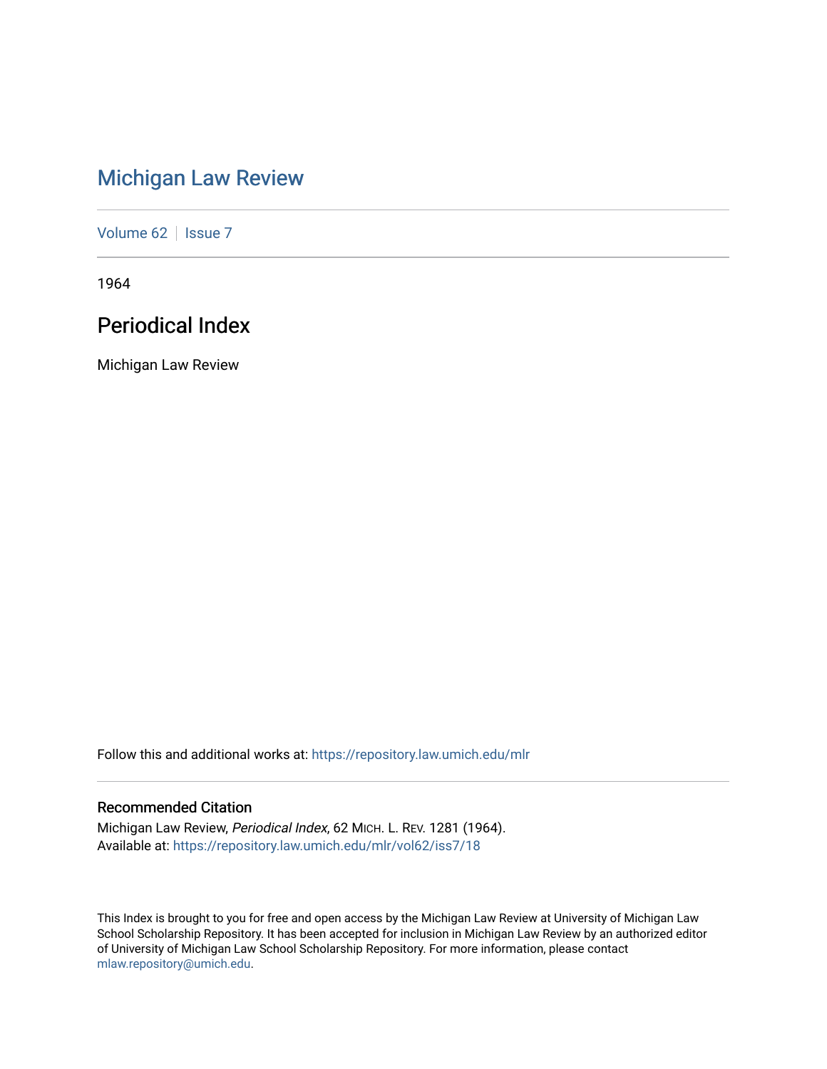# Michigan Law Review

Volume 62 | Issue 7

1964

## Periodical Index

Michigan Law Review

Follow this and additional works at: https://repository.law.umich.edu/mlr

### Recommended Citation

Michigan Law Review, *Periodical Index*, 62 MICH. L. REV. 1281 (1964).
Available at: https://repository.law.umich.edu/mlr/vol62/iss7/18

This Index is brought to you for free and open access by the Michigan Law Review at University of Michigan Law School Scholarship Repository. It has been accepted for inclusion in Michigan Law Review by an authorized editor of University of Michigan Law School Scholarship Repository. For more information, please contact mlaw.repository@umich.edu.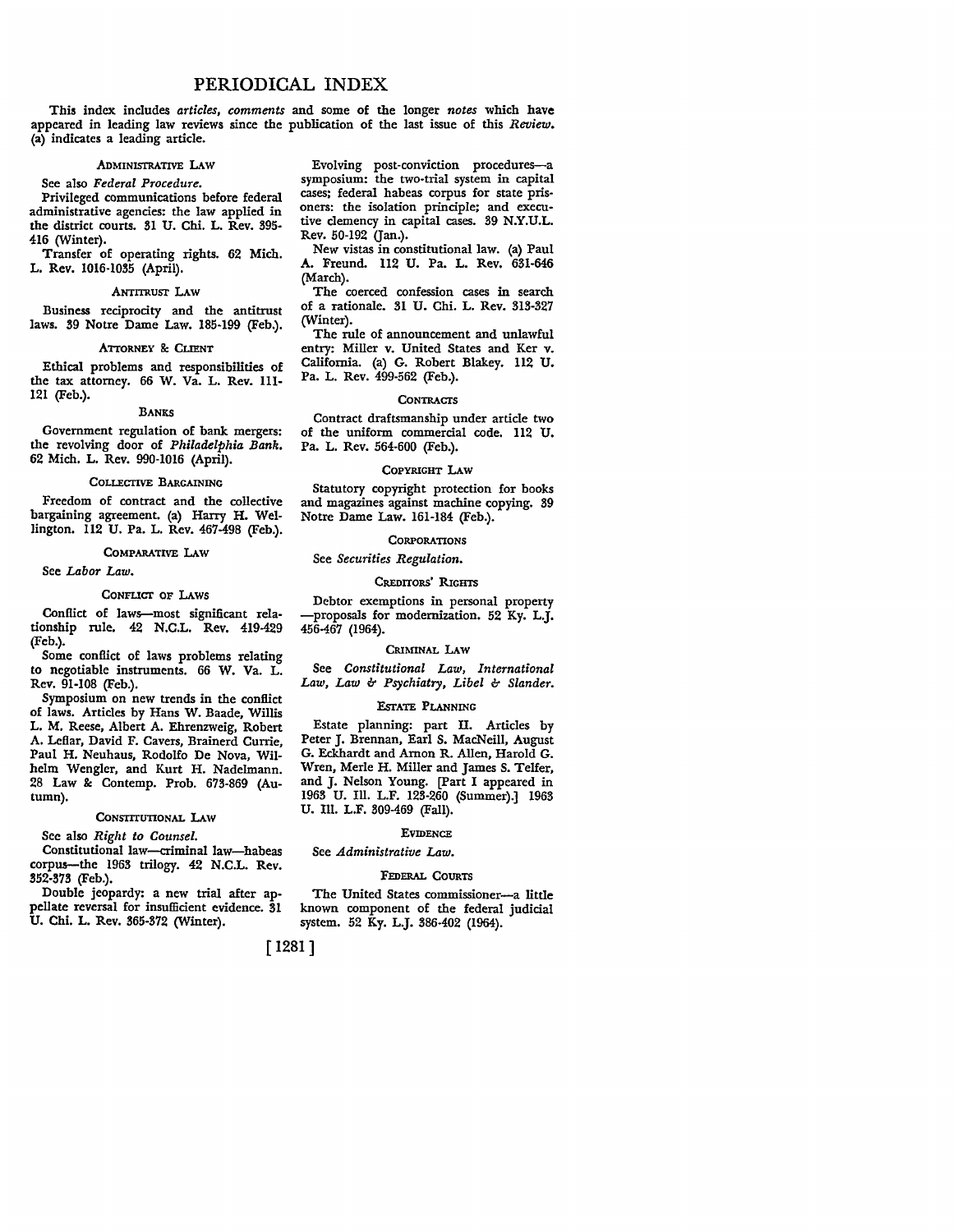# PERIODICAL INDEX

This index includes *articles, comments* and some of the longer *notes* which have appeared in leading law reviews since the publication of the last issue of this *Review*. (a) indicates a leading article.

### ADMINISTRATIVE LAW

See also *Federal Procedure.*

Privileged communications before federal administrative agencies: the law applied in the district courts. 31 U. Chi. L. Rev. 395-416 (Winter).

Transfer of operating rights. 62 Mich. L. Rev. 1016-1035 (April).

### ANTITRUST LAW

Business reciprocity and the antitrust laws. 39 Notre Dame Law. 185-199 (Feb.).

### ATTORNEY & CLIENT

Ethical problems and responsibilities of the tax attorney. 66 W. Va. L. Rev. 111-121 (Feb.).

### BANKS

Government regulation of bank mergers: the revolving door of *Philadelphia Bank.* 62 Mich. L. Rev. 990-1016 (April).

### COLLECTIVE BARGAINING

Freedom of contract and the collective bargaining agreement. (a) Harry H. Wellington. 112 U. Pa. L. Rev. 467-498 (Feb.).

### COMPARATIVE LAW

See *Labor Law.*

### CONFLICT OF LAWS

Conflict of laws—most significant relationship rule. 42 N.C.L. Rev. 419-429 (Feb.).

Some conflict of laws problems relating to negotiable instruments. 66 W. Va. L. Rev. 91-108 (Feb.).

Symposium on new trends in the conflict of laws. Articles by Hans W. Baade, Willis L. M. Reese, Albert A. Ehrenzweig, Robert A. Leflar, David F. Cavers, Brainerd Currie, Paul H. Neuhaus, Rodolfo De Nova, Wilhelm Wengler, and Kurt H. Nadelmann. 28 Law & Contemp. Prob. 673-869 (Autumn).

### CONSTITUTIONAL LAW

See also *Right to Counsel.*

Constitutional law—criminal law—habeas corpus—the 1963 trilogy. 42 N.C.L. Rev. 352-373 (Feb.).

Double jeopardy: a new trial after appellate reversal for insufficient evidence. 31 U. Chi. L. Rev. 365-372 (Winter).

Evolving post-conviction procedures—a symposium: the two-trial system in capital cases; federal habeas corpus for state prisoners: the isolation principle; and executive clemency in capital cases. 39 N.Y.U.L. Rev. 50-192 (Jan.).

New vistas in constitutional law. (a) Paul A. Freund. 112 U. Pa. L. Rev. 631-646 (March).

The coerced confession cases in search of a rationale. 31 U. Chi. L. Rev. 313-327 (Winter).

The rule of announcement and unlawful entry: Miller v. United States and Ker v. California. (a) G. Robert Blakey. 112 U. Pa. L. Rev. 499-562 (Feb.).

### CONTRACTS

Contract draftsmanship under article two of the uniform commercial code. 112 U. Pa. L. Rev. 564-600 (Feb.).

### COPYRIGHT LAW

Statutory copyright protection for books and magazines against machine copying. 39 Notre Dame Law. 161-184 (Feb.).

### CORPORATIONS

See *Securities Regulation.*

### CREDITORS' RIGHTS

Debtor exemptions in personal property—proposals for modernization. 52 Ky. L.J. 456-467 (1964).

### CRIMINAL LAW

See *Constitutional Law, International Law, Law & Psychiatry, Libel & Slander.*

### ESTATE PLANNING

Estate planning: part II. Articles by Peter J. Brennan, Earl S. MacNeill, August G. Eckhardt and Arnon R. Allen, Harold G. Wren, Merle H. Miller and James S. Telfer, and J. Nelson Young. [Part I appeared in 1963 U. Ill. L.F. 123-260 (Summer).] 1963 U. Ill. L.F. 309-469 (Fall).

### EVIDENCE

See *Administrative Law.*

### FEDERAL COURTS

The United States commissioner—a little known component of the federal judicial system. 52 Ky. L.J. 386-402 (1964).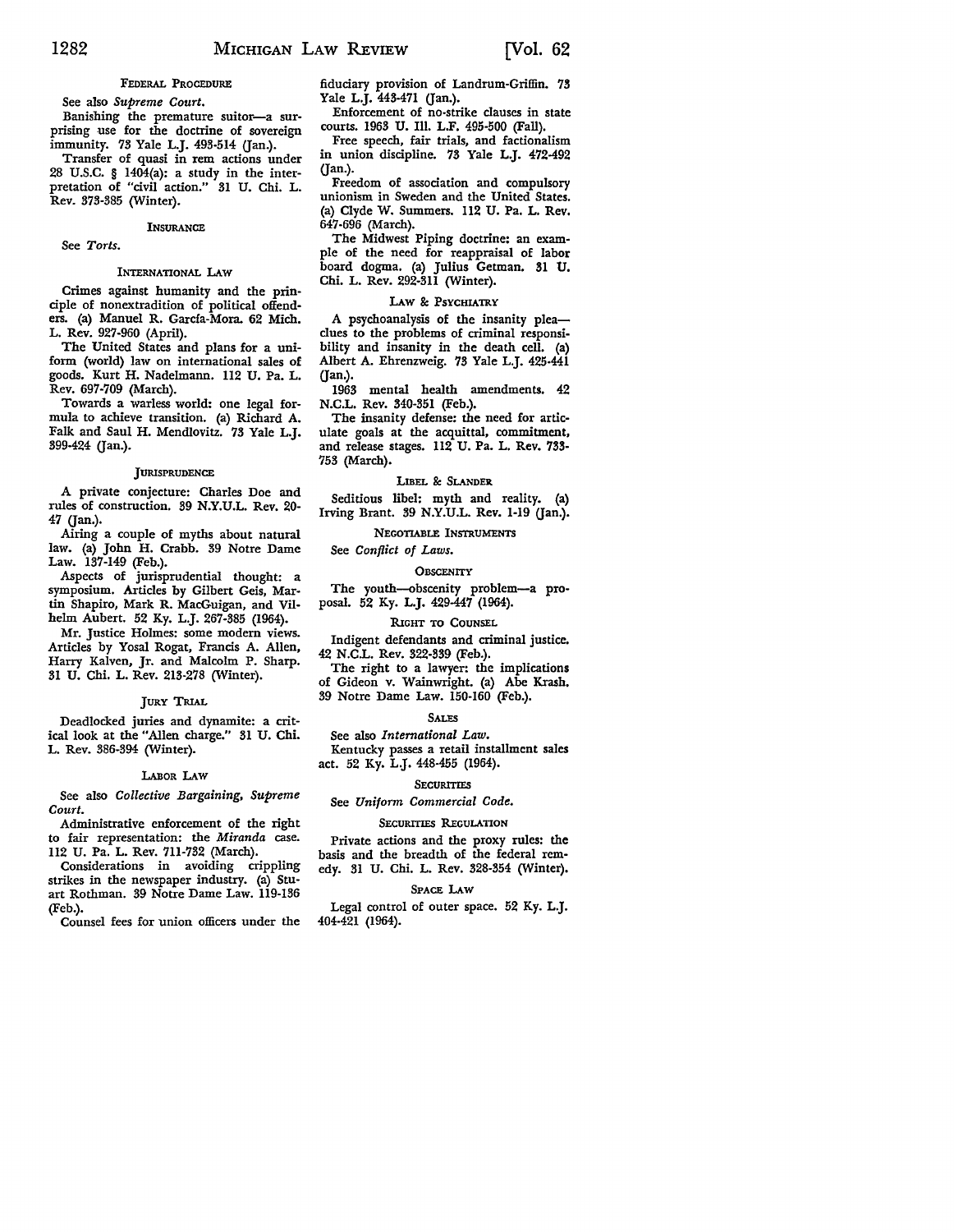#### FEDERAL PROCEDURE

See also *Supreme Court.*

Banishing the premature suitor—a surprising use for the doctrine of sovereign immunity. 73 Yale L.J. 493-514 (Jan.).

Transfer of quasi in rem actions under 28 U.S.C. § 1404(a): a study in the interpretation of "civil action." 31 U. Chi. L. Rev. 373-385 (Winter).

#### INSURANCE

See *Torts.*

#### INTERNATIONAL LAW

Crimes against humanity and the principle of nonextradition of political offenders. (a) Manuel R. García-Mora. 62 Mich. L. Rev. 927-960 (April).

The United States and plans for a uniform (world) law on international sales of goods. Kurt H. Nadelmann. 112 U. Pa. L. Rev. 697-709 (March).

Towards a warless world: one legal formula to achieve transition. (a) Richard A. Falk and Saul H. Mendlovitz. 73 Yale L.J. 399-424 (Jan.).

#### JURISPRUDENCE

A private conjecture: Charles Doe and rules of construction. 39 N.Y.U.L. Rev. 20-47 (Jan.).

Airing a couple of myths about natural law. (a) John H. Crabb. 39 Notre Dame Law. 137-149 (Feb.).

Aspects of jurisprudential thought: a symposium. Articles by Gilbert Geis, Martin Shapiro, Mark R. MacGuigan, and Vilhelm Aubert. 52 Ky. L.J. 267-385 (1964).

Mr. Justice Holmes: some modern views. Articles by Yosal Rogat, Francis A. Allen, Harry Kalven, Jr. and Malcolm P. Sharp. 31 U. Chi. L. Rev. 213-278 (Winter).

#### JURY TRIAL

Deadlocked juries and dynamite: a critical look at the "Allen charge." 31 U. Chi. L. Rev. 386-394 (Winter).

#### LABOR LAW

See also *Collective Bargaining, Supreme Court.*

Administrative enforcement of the right to fair representation: the *Miranda* case. 112 U. Pa. L. Rev. 711-732 (March).

Considerations in avoiding crippling strikes in the newspaper industry. (a) Stuart Rothman. 39 Notre Dame Law. 119-136 (Feb.).

Counsel fees for union officers under the fiduciary provision of Landrum-Griffin. 73 Yale L.J. 443-471 (Jan.).

Enforcement of no-strike clauses in state courts. 1963 U. Ill. L.F. 495-500 (Fall).

Free speech, fair trials, and factionalism in union discipline. 73 Yale L.J. 472-492 (Jan.).

Freedom of association and compulsory unionism in Sweden and the United States. (a) Clyde W. Summers. 112 U. Pa. L. Rev. 647-696 (March).

The Midwest Piping doctrine: an example of the need for reappraisal of labor board dogma. (a) Julius Getman. 31 U. Chi. L. Rev. 292-311 (Winter).

#### LAW & PSYCHIATRY

A psychoanalysis of the insanity plea—clues to the problems of criminal responsibility and insanity in the death cell. (a) Albert A. Ehrenzweig. 73 Yale L.J. 425-441 (Jan.).

1963 mental health amendments. 42 N.C.L. Rev. 340-351 (Feb.).

The insanity defense: the need for articulate goals at the acquittal, commitment, and release stages. 112 U. Pa. L. Rev. 733-753 (March).

#### LIBEL & SLANDER

Seditious libel: myth and reality. (a) Irving Brant. 39 N.Y.U.L. Rev. 1-19 (Jan.).

#### NEGOTIABLE INSTRUMENTS

See *Conflict of Laws.*

#### OBSCENITY

The youth—obscenity problem—a proposal. 52 Ky. L.J. 429-447 (1964).

#### RIGHT TO COUNSEL

Indigent defendants and criminal justice. 42 N.C.L. Rev. 322-339 (Feb.).

The right to a lawyer: the implications of Gideon v. Wainwright. (a) Abe Krash. 39 Notre Dame Law. 150-160 (Feb.).

#### SALES

See also *International Law.*

Kentucky passes a retail installment sales act. 52 Ky. L.J. 448-455 (1964).

#### SECURITIES

See *Uniform Commercial Code.*

#### SECURITIES REGULATION

Private actions and the proxy rules: the basis and the breadth of the federal remedy. 31 U. Chi. L. Rev. 328-354 (Winter).

#### SPACE LAW

Legal control of outer space. 52 Ky. L.J. 404-421 (1964).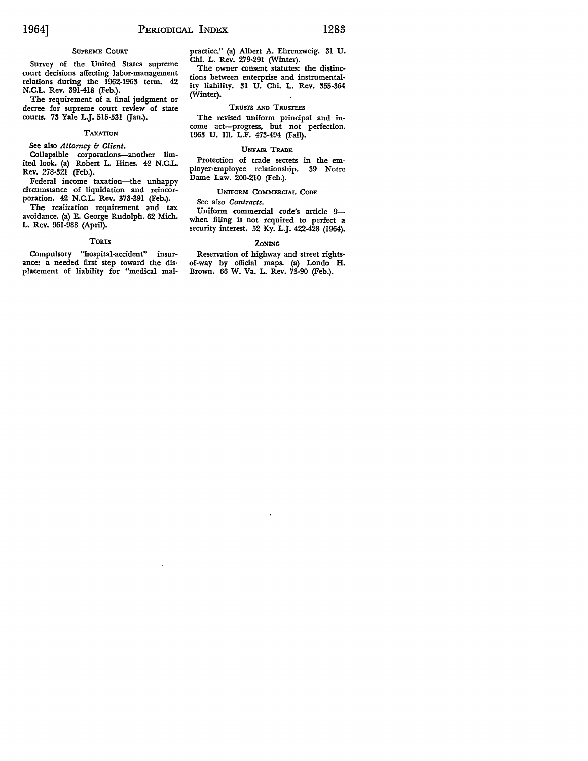### SUPREME COURT

Survey of the United States supreme court decisions affecting labor-management relations during the 1962-1963 term. 42 N.C.L. Rev. 391-418 (Feb.).

The requirement of a final judgment or decree for supreme court review of state courts. 73 Yale L.J. 515-531 (Jan.).

### TAXATION

See also *Attorney & Client.*

Collapsible corporations—another limited look. (a) Robert L. Hines. 42 N.C.L. Rev. 278-321 (Feb.).

Federal income taxation—the unhappy circumstance of liquidation and reincorporation. 42 N.C.L. Rev. 373-391 (Feb.).

The realization requirement and tax avoidance. (a) E. George Rudolph. 62 Mich. L. Rev. 961-988 (April).

### TORTS

Compulsory "hospital-accident" insurance: a needed first step toward the displacement of liability for "medical malpractice." (a) Albert A. Ehrenzweig. 31 U. Chi. L. Rev. 279-291 (Winter).

The owner consent statutes: the distinctions between enterprise and instrumentality liability. 31 U. Chi. L. Rev. 355-364 (Winter).

### TRUSTS AND TRUSTEES

The revised uniform principal and income act—progress, but not perfection. 1963 U. Ill. L.F. 473-494 (Fall).

### UNFAIR TRADE

Protection of trade secrets in the employer-employee relationship. 39 Notre Dame Law. 200-210 (Feb.).

### UNIFORM COMMERCIAL CODE

See also *Contracts.*

Uniform commercial code's article 9—when filing is not required to perfect a security interest. 52 Ky. L.J. 422-428 (1964).

### ZONING

Reservation of highway and street rights-of-way by official maps. (a) Londo H. Brown. 66 W. Va. L. Rev. 73-90 (Feb.).